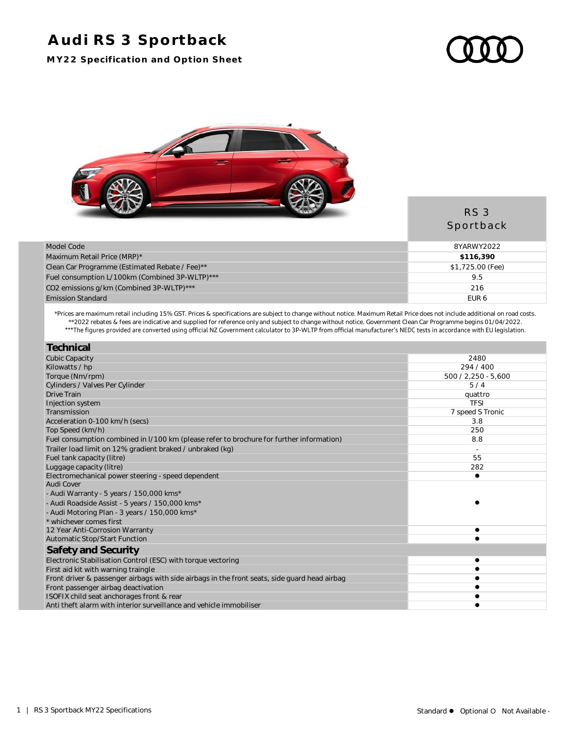# Audi RS 3 Sportback

**MY22 Specification and Option Sheet**

| | RS 3 Sportback |
|---|---|
| Model Code | 8YARWY2022 |
| Maximum Retail Price (MRP)* | **$116,390** |
| Clean Car Programme (Estimated Rebate / Fee)** | $1,725.00 (Fee) |
| Fuel consumption L/100km (Combined 3P-WLTP)*** | 9.5 |
| $CO_2$ emissions g/km (Combined 3P-WLTP)*** | 216 |
| Emission Standard | EUR 6 |

*Prices are maximum retail including 15% GST. Prices & specifications are subject to change without notice. Maximum Retail Price does not include additional on road costs.
**2022 rebates & fees are indicative and supplied for reference only and subject to change without notice. Government Clean Car Programme begins 01/04/2022.
***The figures provided are converted using official NZ Government calculator to 3P-WLTP from official manufacturer's NEDC tests in accordance with EU legislation.

| **Technical** | |
|---|---|
| Cubic Capacity | 2480 |
| Kilowatts / hp | 294 / 400 |
| Torque (Nm/rpm) | 500 / 2,250 - 5,600 |
| Cylinders / Valves Per Cylinder | 5 / 4 |
| Drive Train | quattro |
| Injection system | TFSI |
| Transmission | 7 speed S Tronic |
| Acceleration 0-100 km/h (secs) | 3.8 |
| Top Speed (km/h) | 250 |
| Fuel consumption combined in l/100 km (please refer to brochure for further information) | 8.8 |
| Trailer load limit on 12% gradient braked / unbraked (kg) | - |
| Fuel tank capacity (litre) | 55 |
| Luggage capacity (litre) | 282 |
| Electromechanical power steering - speed dependent | ● |
| Audi Cover<br>- Audi Warranty - 5 years / 150,000 kms*<br>- Audi Roadside Assist - 5 years / 150,000 kms*<br>- Audi Motoring Plan - 3 years / 150,000 kms*<br>* whichever comes first | ● |
| 12 Year Anti-Corrosion Warranty | ● |
| Automatic Stop/Start Function | ● |
| **Safety and Security** | |
| Electronic Stabilisation Control (ESC) with torque vectoring | ● |
| First aid kit with warning traingle | ● |
| Front driver & passenger airbags with side airbags in the front seats, side guard head airbag | ● |
| Front passenger airbag deactivation | ● |
| ISOFIX child seat anchorages front & rear | ● |
| Anti theft alarm with interior surveillance and vehicle immobiliser | ● |

Standard ● Optional O Not Available -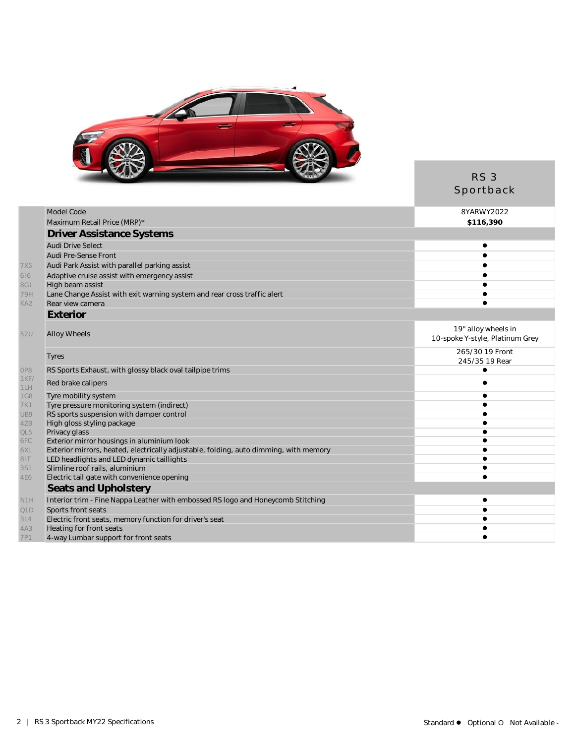| Code | Feature | RS 3 Sportback |
|---|---|---|
| | Model Code | 8YARWY2022 |
| | Maximum Retail Price (MRP)* | **$116,390** |
| | **Driver Assistance Systems** | |
| | Audi Drive Select | ● |
| | Audi Pre-Sense Front | ● |
| 7X5 | Audi Park Assist with parallel parking assist | ● |
| 6I6 | Adaptive cruise assist with emergency assist | ● |
| 8G1 | High beam assist | ● |
| 79H | Lane Change Assist with exit warning system and rear cross traffic alert | ● |
| KA2 | Rear view camera | ● |
| | **Exterior** | |
| 52U | Alloy Wheels | 19" alloy wheels in 10-spoke Y-style, Platinum Grey |
| | Tyres | 265/30 19 Front 245/35 19 Rear |
| 0P8 | RS Sports Exhaust, with glossy black oval tailpipe trims | ● |
| 1KF/ 1LH | Red brake calipers | ● |
| 1G8 | Tyre mobility system | ● |
| 7K1 | Tyre pressure monitoring system (indirect) | ● |
| UB9 | RS sports suspension with damper control | ● |
| 4ZB | High gloss styling package | ● |
| QL5 | Privacy glass | ● |
| 6FC | Exterior mirror housings in aluminium look | ● |
| 6XL | Exterior mirrors, heated, electrically adjustable, folding, auto dimming, with memory | ● |
| 8IT | LED headlights and LED dynamic taillights | ● |
| 3S1 | Slimline roof rails, aluminium | ● |
| 4E6 | Electric tail gate with convenience opening | ● |
| | **Seats and Upholstery** | |
| N1H | Interior trim - Fine Nappa Leather with embossed RS logo and Honeycomb Stitching | ● |
| Q1D | Sports front seats | ● |
| 3L4 | Electric front seats, memory function for driver's seat | ● |
| 4A3 | Heating for front seats | ● |
| 7P1 | 4-way Lumbar support for front seats | ● |

Standard ● Optional O Not Available -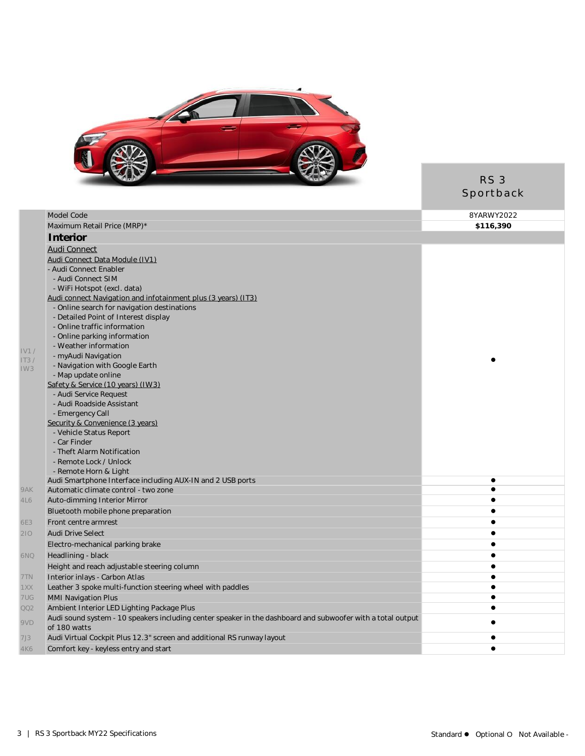| Code | | RS 3 Sportback |
|---|---|---|
| | Model Code | 8YARWY2022 |
| | Maximum Retail Price (MRP)* | **$116,390** |
| | **Interior** | |
| IV1 / IT3 / IW3 | Audi Connect<br>Audi Connect Data Module (IV1)<br>- Audi Connect Enabler<br>- Audi Connect SIM<br>- WiFi Hotspot (excl. data)<br>Audi connect Navigation and infotainment plus (3 years) (IT3)<br>- Online search for navigation destinations<br>- Detailed Point of Interest display<br>- Online traffic information<br>- Online parking information<br>- Weather information<br>- myAudi Navigation<br>- Navigation with Google Earth<br>- Map update online<br>Safety & Service (10 years) (IW3)<br>- Audi Service Request<br>- Audi Roadside Assistant<br>- Emergency Call<br>Security & Convenience (3 years)<br>- Vehicle Status Report<br>- Car Finder<br>- Theft Alarm Notification<br>- Remote Lock / Unlock<br>- Remote Horn & Light | ● |
| | Audi Smartphone Interface including AUX-IN and 2 USB ports | ● |
| 9AK | Automatic climate control - two zone | ● |
| 4L6 | Auto-dimming Interior Mirror | ● |
| | Bluetooth mobile phone preparation | ● |
| 6E3 | Front centre armrest | ● |
| 2IO | Audi Drive Select | ● |
| | Electro-mechanical parking brake | ● |
| 6NQ | Headlining - black | ● |
| | Height and reach adjustable steering column | ● |
| 7TN | Interior inlays - Carbon Atlas | ● |
| 1XX | Leather 3 spoke multi-function steering wheel with paddles | ● |
| 7UG | MMI Navigation Plus | ● |
| QQ2 | Ambient Interior LED Lighting Package Plus | ● |
| 9VD | Audi sound system - 10 speakers including center speaker in the dashboard and subwoofer with a total output of 180 watts | ● |
| 7J3 | Audi Virtual Cockpit Plus 12.3" screen and additional RS runway layout | ● |
| 4K6 | Comfort key - keyless entry and start | ● |

Standard ● Optional O Not Available -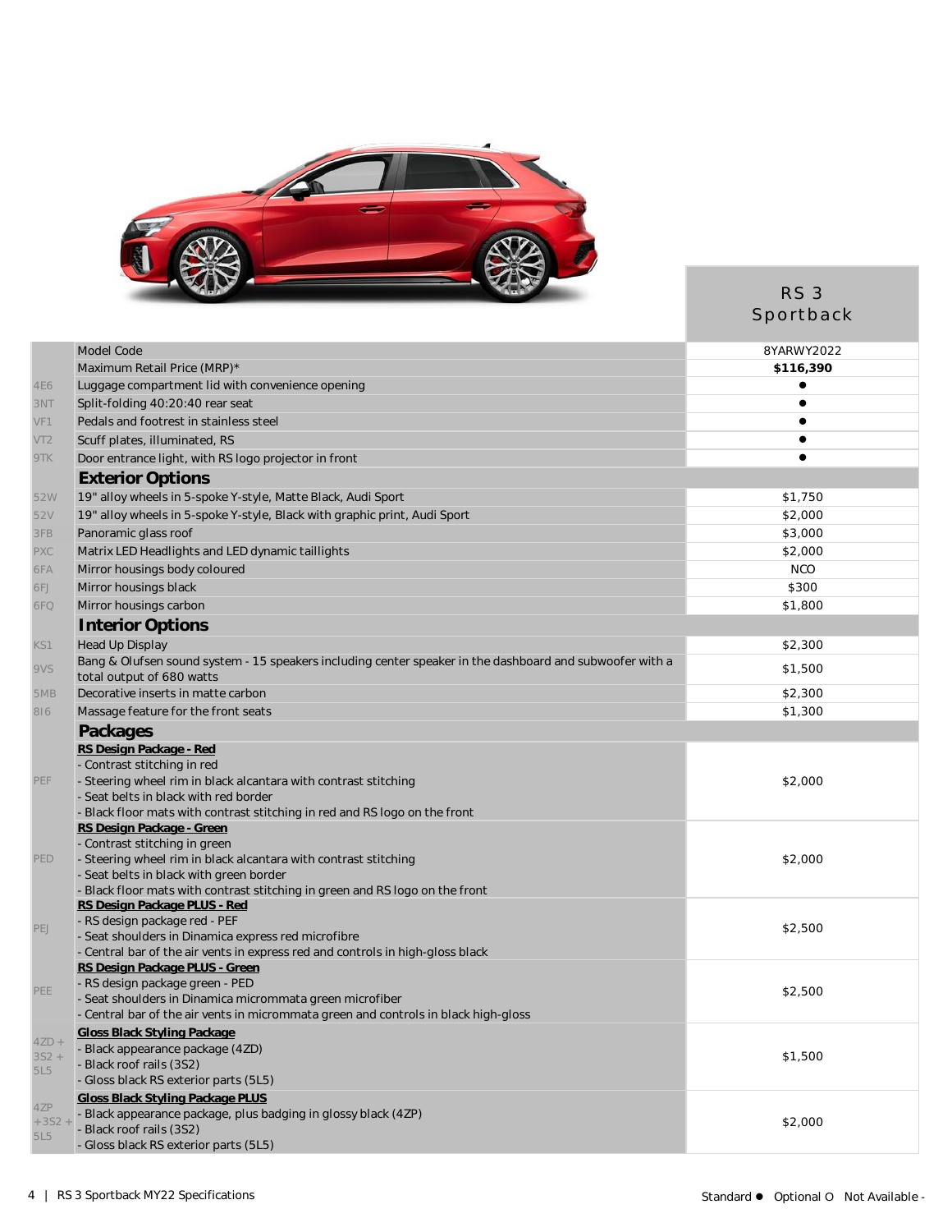| | | RS 3 Sportback |
|---|---|---|
| | Model Code | 8YARWY2022 |
| | Maximum Retail Price (MRP)* | **$116,390** |
| 4E6 | Luggage compartment lid with convenience opening | ● |
| 3NT | Split-folding 40:20:40 rear seat | ● |
| VF1 | Pedals and footrest in stainless steel | ● |
| VT2 | Scuff plates, illuminated, RS | ● |
| 9TK | Door entrance light, with RS logo projector in front | ● |
| | **Exterior Options** | |
| 52W | 19" alloy wheels in 5-spoke Y-style, Matte Black, Audi Sport | $1,750 |
| 52V | 19" alloy wheels in 5-spoke Y-style, Black with graphic print, Audi Sport | $2,000 |
| 3FB | Panoramic glass roof | $3,000 |
| PXC | Matrix LED Headlights and LED dynamic taillights | $2,000 |
| 6FA | Mirror housings body coloured | NCO |
| 6FJ | Mirror housings black | $300 |
| 6FQ | Mirror housings carbon | $1,800 |
| | **Interior Options** | |
| KS1 | Head Up Display | $2,300 |
| 9VS | Bang & Olufsen sound system - 15 speakers including center speaker in the dashboard and subwoofer with a total output of 680 watts | $1,500 |
| 5MB | Decorative inserts in matte carbon | $2,300 |
| 8I6 | Massage feature for the front seats | $1,300 |
| | **Packages** | |
| PEF | **RS Design Package - Red**<br>- Contrast stitching in red<br>- Steering wheel rim in black alcantara with contrast stitching<br>- Seat belts in black with red border<br>- Black floor mats with contrast stitching in red and RS logo on the front | $2,000 |
| PED | **RS Design Package - Green**<br>- Contrast stitching in green<br>- Steering wheel rim in black alcantara with contrast stitching<br>- Seat belts in black with green border<br>- Black floor mats with contrast stitching in green and RS logo on the front | $2,000 |
| PEJ | **RS Design Package PLUS - Red**<br>- RS design package red - PEF<br>- Seat shoulders in Dinamica express red microfibre<br>- Central bar of the air vents in express red and controls in high-gloss black | $2,500 |
| PEE | **RS Design Package PLUS - Green**<br>- RS design package green - PED<br>- Seat shoulders in Dinamica micrommata green microfiber<br>- Central bar of the air vents in micrommata green and controls in black high-gloss | $2,500 |
| 4ZD + 3S2 + 5L5 | **Gloss Black Styling Package**<br>- Black appearance package (4ZD)<br>- Black roof rails (3S2)<br>- Gloss black RS exterior parts (5L5) | $1,500 |
| 4ZP +3S2 + 5L5 | **Gloss Black Styling Package PLUS**<br>- Black appearance package, plus badging in glossy black (4ZP)<br>- Black roof rails (3S2)<br>- Gloss black RS exterior parts (5L5) | $2,000 |

Standard ● Optional O Not Available -